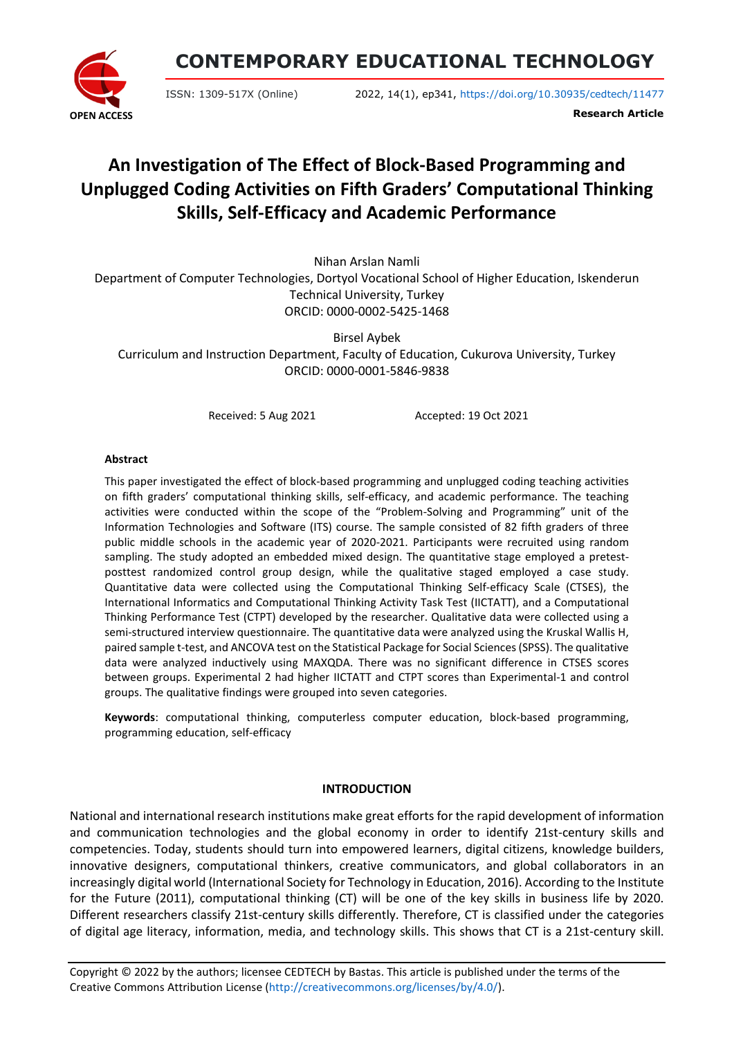# CONTEMPORARY EDUCATIONAL TECHNOLOGY

ISSN: 1309-517X (Online) 2022, 14(1), ep341, https://doi.org/10.30935/cedtech/11477

OPEN ACCESS

**Research Article**

# An Investigation of The Effect of Block-Based Programming and Unplugged Coding Activities on Fifth Graders' Computational Thinking Skills, Self-Efficacy and Academic Performance

Nihan Arslan Namli
Department of Computer Technologies, Dortyol Vocational School of Higher Education, Iskenderun Technical University, Turkey
ORCID: 0000-0002-5425-1468

Birsel Aybek
Curriculum and Instruction Department, Faculty of Education, Cukurova University, Turkey
ORCID: 0000-0001-5846-9838

Received: 5 Aug 2021 Accepted: 19 Oct 2021

### Abstract

This paper investigated the effect of block-based programming and unplugged coding teaching activities on fifth graders' computational thinking skills, self-efficacy, and academic performance. The teaching activities were conducted within the scope of the "Problem-Solving and Programming" unit of the Information Technologies and Software (ITS) course. The sample consisted of 82 fifth graders of three public middle schools in the academic year of 2020-2021. Participants were recruited using random sampling. The study adopted an embedded mixed design. The quantitative stage employed a pretest-posttest randomized control group design, while the qualitative staged employed a case study. Quantitative data were collected using the Computational Thinking Self-efficacy Scale (CTSES), the International Informatics and Computational Thinking Activity Task Test (IICTATT), and a Computational Thinking Performance Test (CTPT) developed by the researcher. Qualitative data were collected using a semi-structured interview questionnaire. The quantitative data were analyzed using the Kruskal Wallis H, paired sample t-test, and ANCOVA test on the Statistical Package for Social Sciences (SPSS). The qualitative data were analyzed inductively using MAXQDA. There was no significant difference in CTSES scores between groups. Experimental 2 had higher IICTATT and CTPT scores than Experimental-1 and control groups. The qualitative findings were grouped into seven categories.

**Keywords**: computational thinking, computerless computer education, block-based programming, programming education, self-efficacy

## INTRODUCTION

National and international research institutions make great efforts for the rapid development of information and communication technologies and the global economy in order to identify 21st-century skills and competencies. Today, students should turn into empowered learners, digital citizens, knowledge builders, innovative designers, computational thinkers, creative communicators, and global collaborators in an increasingly digital world (International Society for Technology in Education, 2016). According to the Institute for the Future (2011), computational thinking (CT) will be one of the key skills in business life by 2020. Different researchers classify 21st-century skills differently. Therefore, CT is classified under the categories of digital age literacy, information, media, and technology skills. This shows that CT is a 21st-century skill.

Copyright © 2022 by the authors; licensee CEDTECH by Bastas. This article is published under the terms of the Creative Commons Attribution License (http://creativecommons.org/licenses/by/4.0/).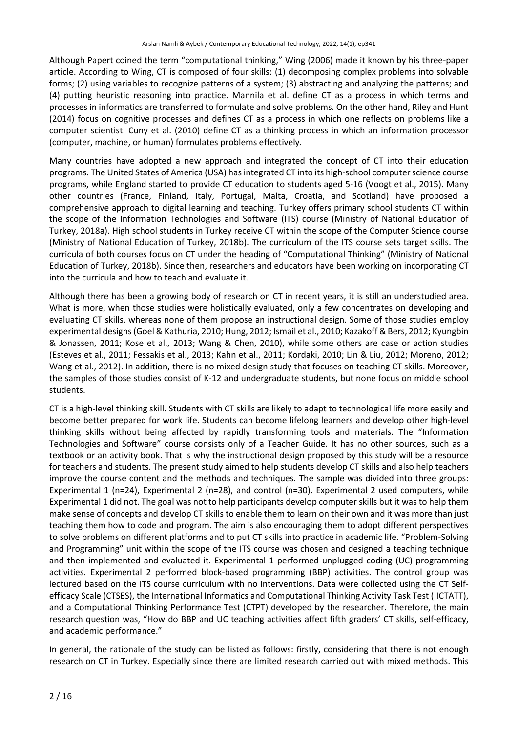Although Papert coined the term "computational thinking," Wing (2006) made it known by his three-paper article. According to Wing, CT is composed of four skills: (1) decomposing complex problems into solvable forms; (2) using variables to recognize patterns of a system; (3) abstracting and analyzing the patterns; and (4) putting heuristic reasoning into practice. Mannila et al. define CT as a process in which terms and processes in informatics are transferred to formulate and solve problems. On the other hand, Riley and Hunt (2014) focus on cognitive processes and defines CT as a process in which one reflects on problems like a computer scientist. Cuny et al. (2010) define CT as a thinking process in which an information processor (computer, machine, or human) formulates problems effectively.

Many countries have adopted a new approach and integrated the concept of CT into their education programs. The United States of America (USA) has integrated CT into its high-school computer science course programs, while England started to provide CT education to students aged 5-16 (Voogt et al., 2015). Many other countries (France, Finland, Italy, Portugal, Malta, Croatia, and Scotland) have proposed a comprehensive approach to digital learning and teaching. Turkey offers primary school students CT within the scope of the Information Technologies and Software (ITS) course (Ministry of National Education of Turkey, 2018a). High school students in Turkey receive CT within the scope of the Computer Science course (Ministry of National Education of Turkey, 2018b). The curriculum of the ITS course sets target skills. The curricula of both courses focus on CT under the heading of "Computational Thinking" (Ministry of National Education of Turkey, 2018b). Since then, researchers and educators have been working on incorporating CT into the curricula and how to teach and evaluate it.

Although there has been a growing body of research on CT in recent years, it is still an understudied area. What is more, when those studies were holistically evaluated, only a few concentrates on developing and evaluating CT skills, whereas none of them propose an instructional design. Some of those studies employ experimental designs (Goel & Kathuria, 2010; Hung, 2012; Ismail et al., 2010; Kazakoff & Bers, 2012; Kyungbin & Jonassen, 2011; Kose et al., 2013; Wang & Chen, 2010), while some others are case or action studies (Esteves et al., 2011; Fessakis et al., 2013; Kahn et al., 2011; Kordaki, 2010; Lin & Liu, 2012; Moreno, 2012; Wang et al., 2012). In addition, there is no mixed design study that focuses on teaching CT skills. Moreover, the samples of those studies consist of K-12 and undergraduate students, but none focus on middle school students.

CT is a high-level thinking skill. Students with CT skills are likely to adapt to technological life more easily and become better prepared for work life. Students can become lifelong learners and develop other high-level thinking skills without being affected by rapidly transforming tools and materials. The "Information Technologies and Software" course consists only of a Teacher Guide. It has no other sources, such as a textbook or an activity book. That is why the instructional design proposed by this study will be a resource for teachers and students. The present study aimed to help students develop CT skills and also help teachers improve the course content and the methods and techniques. The sample was divided into three groups: Experimental 1 (n=24), Experimental 2 (n=28), and control (n=30). Experimental 2 used computers, while Experimental 1 did not. The goal was not to help participants develop computer skills but it was to help them make sense of concepts and develop CT skills to enable them to learn on their own and it was more than just teaching them how to code and program. The aim is also encouraging them to adopt different perspectives to solve problems on different platforms and to put CT skills into practice in academic life. "Problem-Solving and Programming" unit within the scope of the ITS course was chosen and designed a teaching technique and then implemented and evaluated it. Experimental 1 performed unplugged coding (UC) programming activities. Experimental 2 performed block-based programming (BBP) activities. The control group was lectured based on the ITS course curriculum with no interventions. Data were collected using the CT Self-efficacy Scale (CTSES), the International Informatics and Computational Thinking Activity Task Test (IICTATT), and a Computational Thinking Performance Test (CTPT) developed by the researcher. Therefore, the main research question was, "How do BBP and UC teaching activities affect fifth graders' CT skills, self-efficacy, and academic performance."

In general, the rationale of the study can be listed as follows: firstly, considering that there is not enough research on CT in Turkey. Especially since there are limited research carried out with mixed methods. This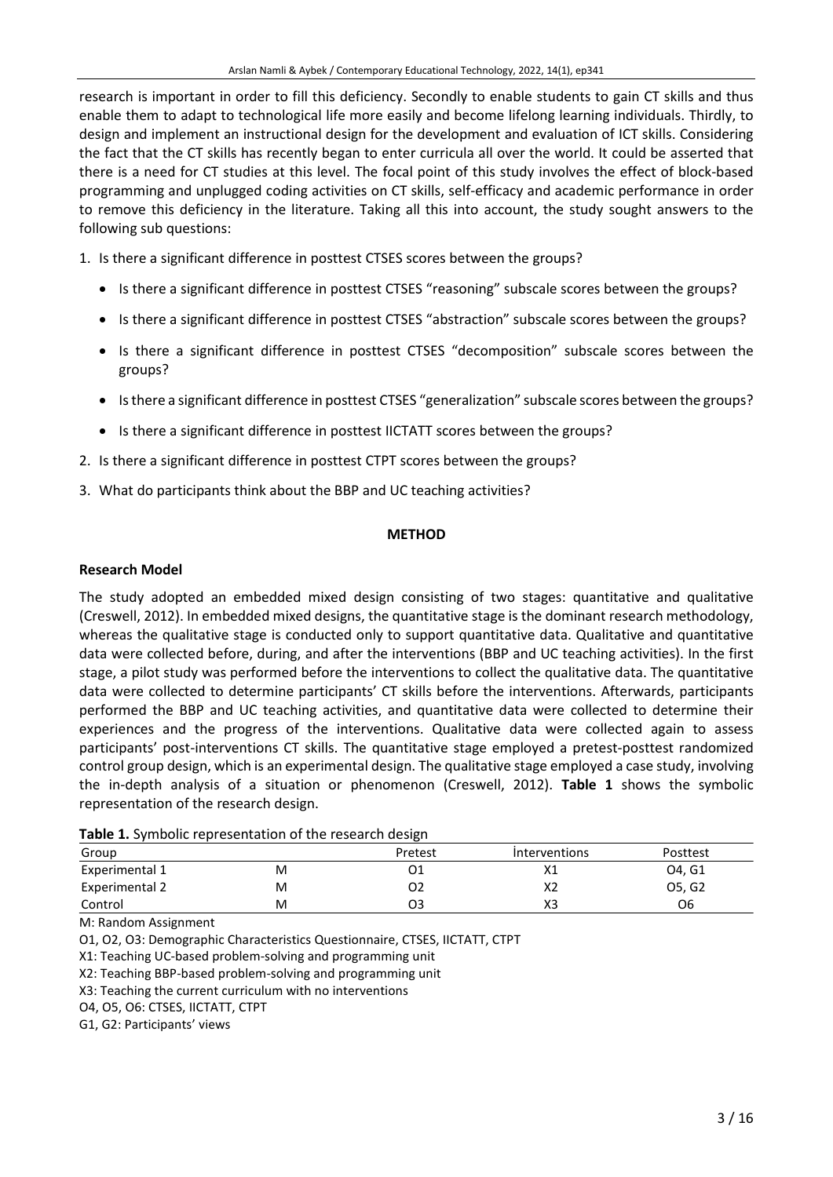research is important in order to fill this deficiency. Secondly to enable students to gain CT skills and thus enable them to adapt to technological life more easily and become lifelong learning individuals. Thirdly, to design and implement an instructional design for the development and evaluation of ICT skills. Considering the fact that the CT skills has recently began to enter curricula all over the world. It could be asserted that there is a need for CT studies at this level. The focal point of this study involves the effect of block-based programming and unplugged coding activities on CT skills, self-efficacy and academic performance in order to remove this deficiency in the literature. Taking all this into account, the study sought answers to the following sub questions:

1. Is there a significant difference in posttest CTSES scores between the groups?
   - Is there a significant difference in posttest CTSES "reasoning" subscale scores between the groups?
   - Is there a significant difference in posttest CTSES "abstraction" subscale scores between the groups?
   - Is there a significant difference in posttest CTSES "decomposition" subscale scores between the groups?
   - Is there a significant difference in posttest CTSES "generalization" subscale scores between the groups?
   - Is there a significant difference in posttest IICTATT scores between the groups?
2. Is there a significant difference in posttest CTPT scores between the groups?
3. What do participants think about the BBP and UC teaching activities?

## METHOD

### Research Model

The study adopted an embedded mixed design consisting of two stages: quantitative and qualitative (Creswell, 2012). In embedded mixed designs, the quantitative stage is the dominant research methodology, whereas the qualitative stage is conducted only to support quantitative data. Qualitative and quantitative data were collected before, during, and after the interventions (BBP and UC teaching activities). In the first stage, a pilot study was performed before the interventions to collect the qualitative data. The quantitative data were collected to determine participants' CT skills before the interventions. Afterwards, participants performed the BBP and UC teaching activities, and quantitative data were collected to determine their experiences and the progress of the interventions. Qualitative data were collected again to assess participants' post-interventions CT skills. The quantitative stage employed a pretest-posttest randomized control group design, which is an experimental design. The qualitative stage employed a case study, involving the in-depth analysis of a situation or phenomenon (Creswell, 2012). **Table 1** shows the symbolic representation of the research design.

**Table 1.** Symbolic representation of the research design

| Group | | Pretest | İnterventions | Posttest |
|---|---|---|---|---|
| Experimental 1 | M | O1 | X1 | O4, G1 |
| Experimental 2 | M | O2 | X2 | O5, G2 |
| Control | M | O3 | X3 | O6 |

M: Random Assignment

O1, O2, O3: Demographic Characteristics Questionnaire, CTSES, IICTATT, CTPT

X1: Teaching UC-based problem-solving and programming unit

X2: Teaching BBP-based problem-solving and programming unit

X3: Teaching the current curriculum with no interventions

O4, O5, O6: CTSES, IICTATT, CTPT

G1, G2: Participants' views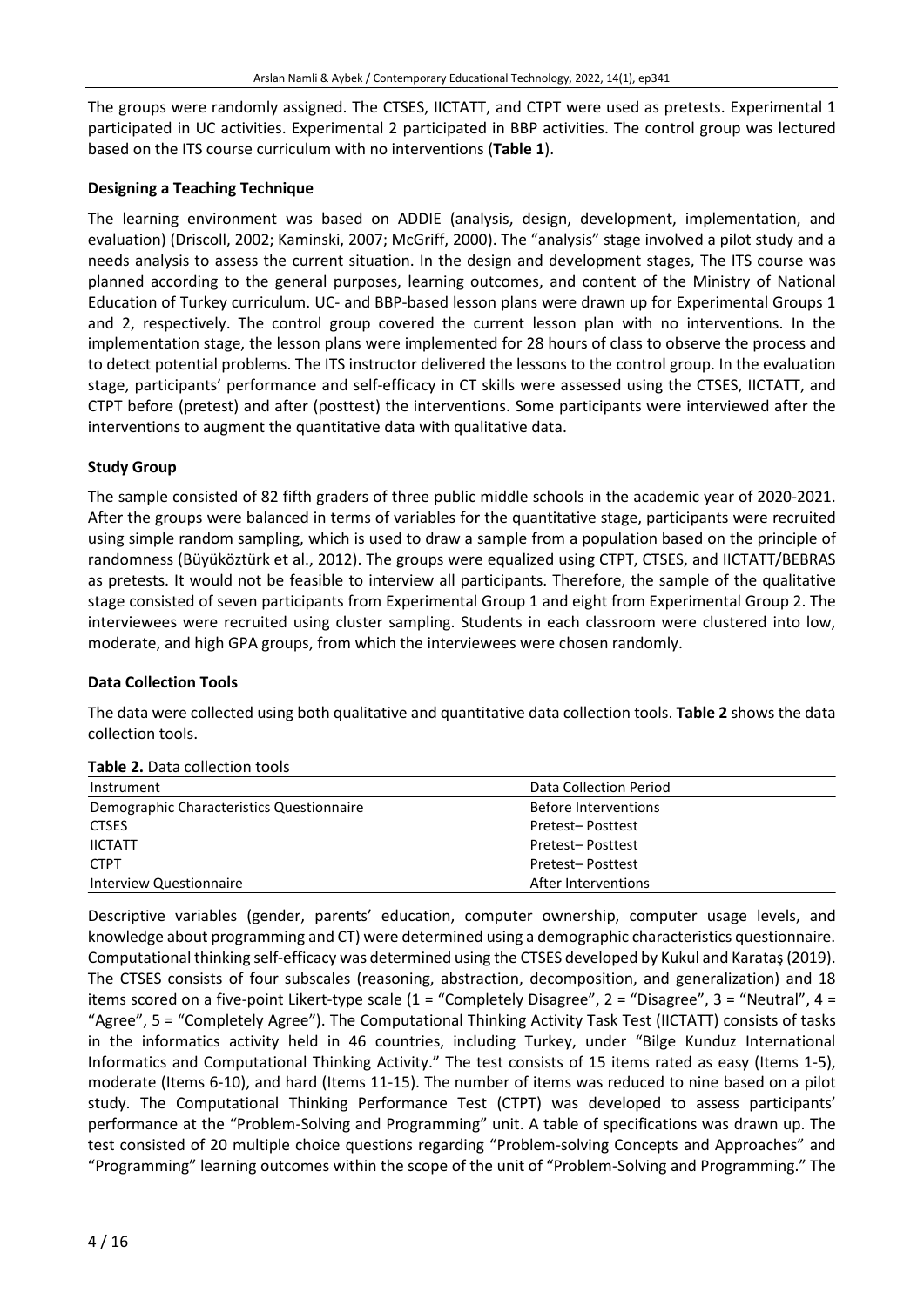The groups were randomly assigned. The CTSES, IICTATT, and CTPT were used as pretests. Experimental 1 participated in UC activities. Experimental 2 participated in BBP activities. The control group was lectured based on the ITS course curriculum with no interventions (**Table 1**).

### Designing a Teaching Technique

The learning environment was based on ADDIE (analysis, design, development, implementation, and evaluation) (Driscoll, 2002; Kaminski, 2007; McGriff, 2000). The "analysis" stage involved a pilot study and a needs analysis to assess the current situation. In the design and development stages, The ITS course was planned according to the general purposes, learning outcomes, and content of the Ministry of National Education of Turkey curriculum. UC- and BBP-based lesson plans were drawn up for Experimental Groups 1 and 2, respectively. The control group covered the current lesson plan with no interventions. In the implementation stage, the lesson plans were implemented for 28 hours of class to observe the process and to detect potential problems. The ITS instructor delivered the lessons to the control group. In the evaluation stage, participants' performance and self-efficacy in CT skills were assessed using the CTSES, IICTATT, and CTPT before (pretest) and after (posttest) the interventions. Some participants were interviewed after the interventions to augment the quantitative data with qualitative data.

### Study Group

The sample consisted of 82 fifth graders of three public middle schools in the academic year of 2020-2021. After the groups were balanced in terms of variables for the quantitative stage, participants were recruited using simple random sampling, which is used to draw a sample from a population based on the principle of randomness (Büyüköztürk et al., 2012). The groups were equalized using CTPT, CTSES, and IICTATT/BEBRAS as pretests. It would not be feasible to interview all participants. Therefore, the sample of the qualitative stage consisted of seven participants from Experimental Group 1 and eight from Experimental Group 2. The interviewees were recruited using cluster sampling. Students in each classroom were clustered into low, moderate, and high GPA groups, from which the interviewees were chosen randomly.

### Data Collection Tools

The data were collected using both qualitative and quantitative data collection tools. **Table 2** shows the data collection tools.

**Table 2.** Data collection tools

| Instrument | Data Collection Period |
|---|---|
| Demographic Characteristics Questionnaire | Before Interventions |
| CTSES | Pretest– Posttest |
| IICTATT | Pretest– Posttest |
| CTPT | Pretest– Posttest |
| Interview Questionnaire | After Interventions |

Descriptive variables (gender, parents' education, computer ownership, computer usage levels, and knowledge about programming and CT) were determined using a demographic characteristics questionnaire. Computational thinking self-efficacy was determined using the CTSES developed by Kukul and Karataş (2019). The CTSES consists of four subscales (reasoning, abstraction, decomposition, and generalization) and 18 items scored on a five-point Likert-type scale (1 = "Completely Disagree", 2 = "Disagree", 3 = "Neutral", 4 = "Agree", 5 = "Completely Agree"). The Computational Thinking Activity Task Test (IICTATT) consists of tasks in the informatics activity held in 46 countries, including Turkey, under "Bilge Kunduz International Informatics and Computational Thinking Activity." The test consists of 15 items rated as easy (Items 1-5), moderate (Items 6-10), and hard (Items 11-15). The number of items was reduced to nine based on a pilot study. The Computational Thinking Performance Test (CTPT) was developed to assess participants' performance at the "Problem-Solving and Programming" unit. A table of specifications was drawn up. The test consisted of 20 multiple choice questions regarding "Problem-solving Concepts and Approaches" and "Programming" learning outcomes within the scope of the unit of "Problem-Solving and Programming." The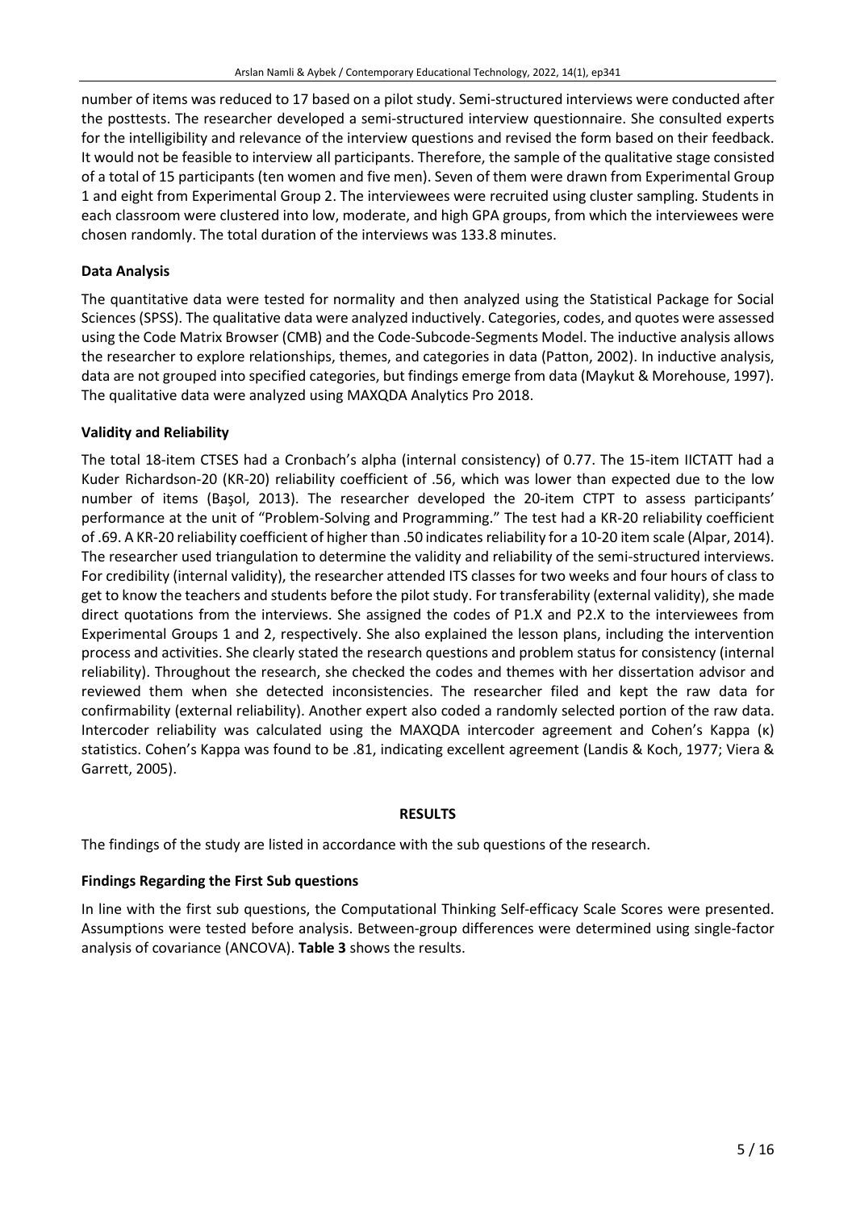number of items was reduced to 17 based on a pilot study. Semi-structured interviews were conducted after the posttests. The researcher developed a semi-structured interview questionnaire. She consulted experts for the intelligibility and relevance of the interview questions and revised the form based on their feedback. It would not be feasible to interview all participants. Therefore, the sample of the qualitative stage consisted of a total of 15 participants (ten women and five men). Seven of them were drawn from Experimental Group 1 and eight from Experimental Group 2. The interviewees were recruited using cluster sampling. Students in each classroom were clustered into low, moderate, and high GPA groups, from which the interviewees were chosen randomly. The total duration of the interviews was 133.8 minutes.

### Data Analysis

The quantitative data were tested for normality and then analyzed using the Statistical Package for Social Sciences (SPSS). The qualitative data were analyzed inductively. Categories, codes, and quotes were assessed using the Code Matrix Browser (CMB) and the Code-Subcode-Segments Model. The inductive analysis allows the researcher to explore relationships, themes, and categories in data (Patton, 2002). In inductive analysis, data are not grouped into specified categories, but findings emerge from data (Maykut & Morehouse, 1997). The qualitative data were analyzed using MAXQDA Analytics Pro 2018.

### Validity and Reliability

The total 18-item CTSES had a Cronbach's alpha (internal consistency) of 0.77. The 15-item IICTATT had a Kuder Richardson-20 (KR-20) reliability coefficient of .56, which was lower than expected due to the low number of items (Başol, 2013). The researcher developed the 20-item CTPT to assess participants' performance at the unit of "Problem-Solving and Programming." The test had a KR-20 reliability coefficient of .69. A KR-20 reliability coefficient of higher than .50 indicates reliability for a 10-20 item scale (Alpar, 2014). The researcher used triangulation to determine the validity and reliability of the semi-structured interviews. For credibility (internal validity), the researcher attended ITS classes for two weeks and four hours of class to get to know the teachers and students before the pilot study. For transferability (external validity), she made direct quotations from the interviews. She assigned the codes of P1.X and P2.X to the interviewees from Experimental Groups 1 and 2, respectively. She also explained the lesson plans, including the intervention process and activities. She clearly stated the research questions and problem status for consistency (internal reliability). Throughout the research, she checked the codes and themes with her dissertation advisor and reviewed them when she detected inconsistencies. The researcher filed and kept the raw data for confirmability (external reliability). Another expert also coded a randomly selected portion of the raw data. Intercoder reliability was calculated using the MAXQDA intercoder agreement and Cohen's Kappa (κ) statistics. Cohen's Kappa was found to be .81, indicating excellent agreement (Landis & Koch, 1977; Viera & Garrett, 2005).

## RESULTS

The findings of the study are listed in accordance with the sub questions of the research.

### Findings Regarding the First Sub questions

In line with the first sub questions, the Computational Thinking Self-efficacy Scale Scores were presented. Assumptions were tested before analysis. Between-group differences were determined using single-factor analysis of covariance (ANCOVA). **Table 3** shows the results.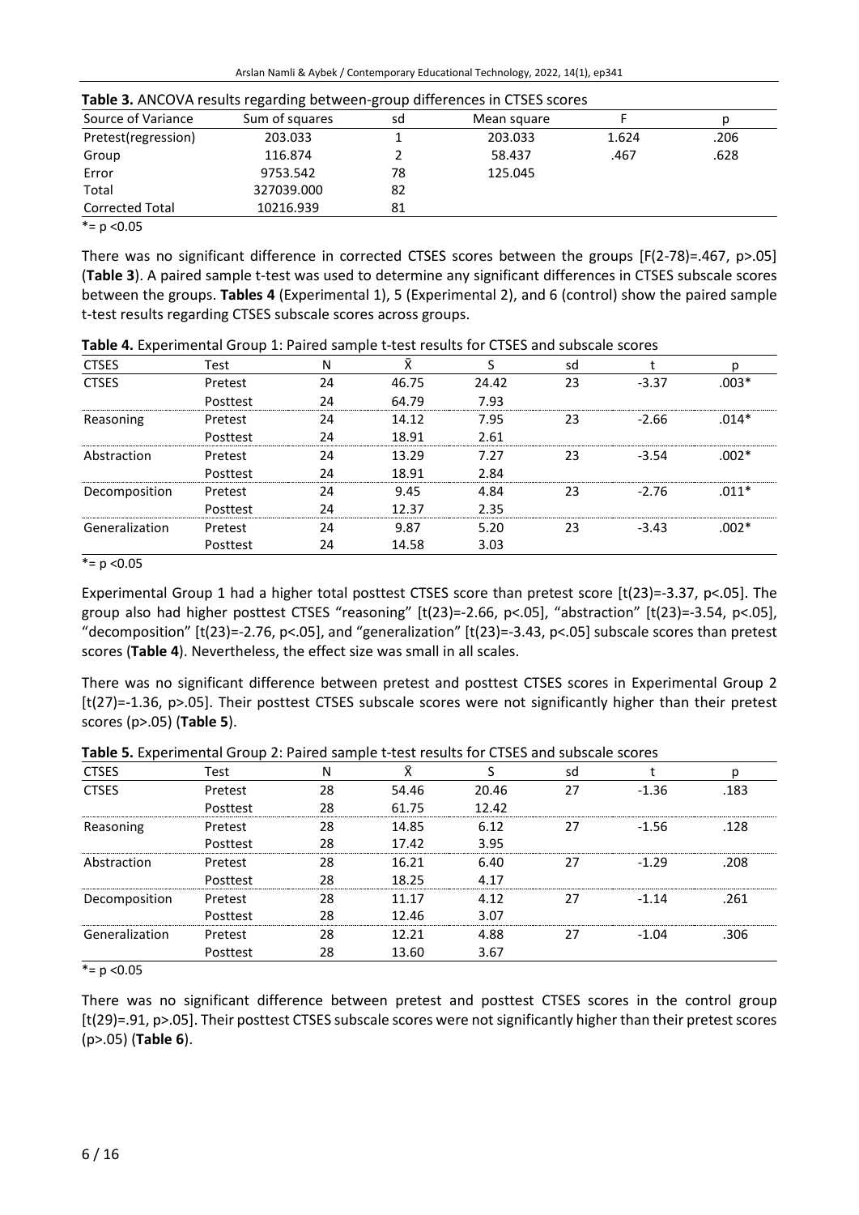**Table 3.** ANCOVA results regarding between-group differences in CTSES scores

| Source of Variance | Sum of squares | sd | Mean square | F | p |
|---|---|---|---|---|---|
| Pretest(regression) | 203.033 | 1 | 203.033 | 1.624 | .206 |
| Group | 116.874 | 2 | 58.437 | .467 | .628 |
| Error | 9753.542 | 78 | 125.045 | | |
| Total | 327039.000 | 82 | | | |
| Corrected Total | 10216.939 | 81 | | | |

*= p <0.05

There was no significant difference in corrected CTSES scores between the groups [F(2-78)=.467, p>.05] (**Table 3**). A paired sample t-test was used to determine any significant differences in CTSES subscale scores between the groups. **Tables 4** (Experimental 1), 5 (Experimental 2), and 6 (control) show the paired sample t-test results regarding CTSES subscale scores across groups.

**Table 4.** Experimental Group 1: Paired sample t-test results for CTSES and subscale scores

| CTSES | Test | N | X̄ | S | sd | t | p |
|---|---|---|---|---|---|---|---|
| CTSES | Pretest | 24 | 46.75 | 24.42 | 23 | -3.37 | .003* |
| | Posttest | 24 | 64.79 | 7.93 | | | |
| Reasoning | Pretest | 24 | 14.12 | 7.95 | 23 | -2.66 | .014* |
| | Posttest | 24 | 18.91 | 2.61 | | | |
| Abstraction | Pretest | 24 | 13.29 | 7.27 | 23 | -3.54 | .002* |
| | Posttest | 24 | 18.91 | 2.84 | | | |
| Decomposition | Pretest | 24 | 9.45 | 4.84 | 23 | -2.76 | .011* |
| | Posttest | 24 | 12.37 | 2.35 | | | |
| Generalization | Pretest | 24 | 9.87 | 5.20 | 23 | -3.43 | .002* |
| | Posttest | 24 | 14.58 | 3.03 | | | |

*= p <0.05

Experimental Group 1 had a higher total posttest CTSES score than pretest score [t(23)=-3.37, p<.05]. The group also had higher posttest CTSES "reasoning" [t(23)=-2.66, p<.05], "abstraction" [t(23)=-3.54, p<.05], "decomposition" [t(23)=-2.76, p<.05], and "generalization" [t(23)=-3.43, p<.05] subscale scores than pretest scores (**Table 4**). Nevertheless, the effect size was small in all scales.

There was no significant difference between pretest and posttest CTSES scores in Experimental Group 2 [t(27)=-1.36, p>.05]. Their posttest CTSES subscale scores were not significantly higher than their pretest scores (p>.05) (**Table 5**).

**Table 5.** Experimental Group 2: Paired sample t-test results for CTSES and subscale scores

| CTSES | Test | N | X̄ | S | sd | t | p |
|---|---|---|---|---|---|---|---|
| CTSES | Pretest | 28 | 54.46 | 20.46 | 27 | -1.36 | .183 |
| | Posttest | 28 | 61.75 | 12.42 | | | |
| Reasoning | Pretest | 28 | 14.85 | 6.12 | 27 | -1.56 | .128 |
| | Posttest | 28 | 17.42 | 3.95 | | | |
| Abstraction | Pretest | 28 | 16.21 | 6.40 | 27 | -1.29 | .208 |
| | Posttest | 28 | 18.25 | 4.17 | | | |
| Decomposition | Pretest | 28 | 11.17 | 4.12 | 27 | -1.14 | .261 |
| | Posttest | 28 | 12.46 | 3.07 | | | |
| Generalization | Pretest | 28 | 12.21 | 4.88 | 27 | -1.04 | .306 |
| | Posttest | 28 | 13.60 | 3.67 | | | |

*= p <0.05

There was no significant difference between pretest and posttest CTSES scores in the control group [t(29)=.91, p>.05]. Their posttest CTSES subscale scores were not significantly higher than their pretest scores (p>.05) (**Table 6**).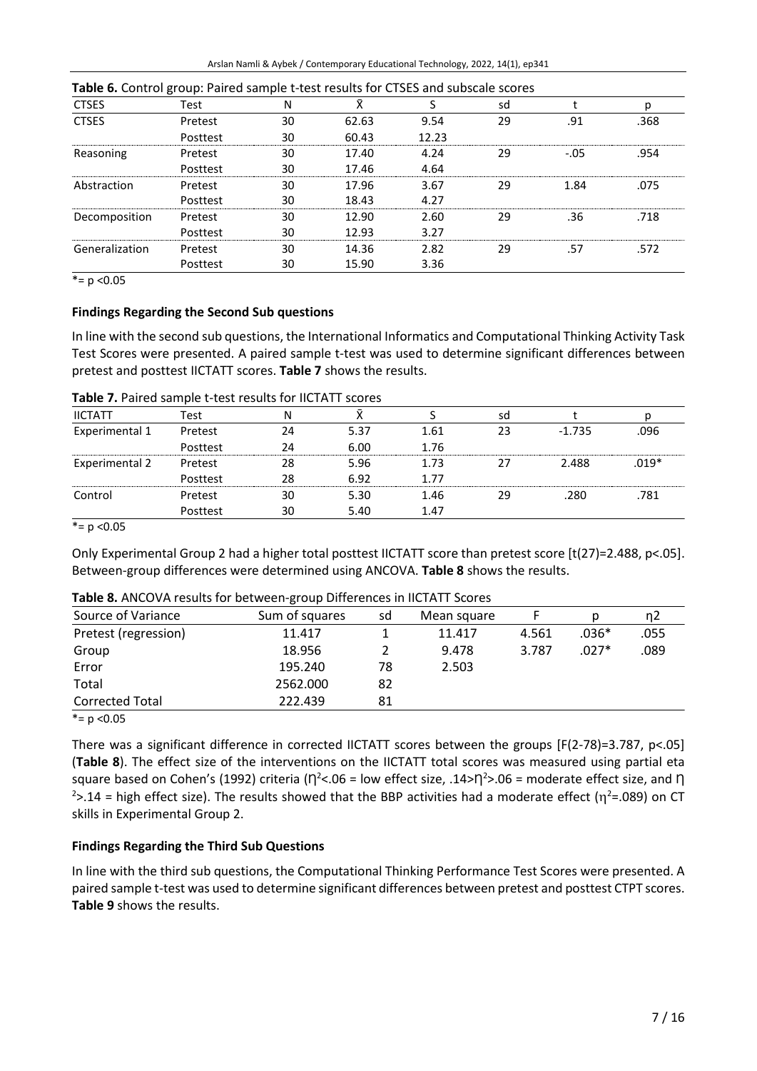**Table 6.** Control group: Paired sample t-test results for CTSES and subscale scores

| CTSES | Test | N | X̄ | S | sd | t | p |
|---|---|---|---|---|---|---|---|
| CTSES | Pretest | 30 | 62.63 | 9.54 | 29 | .91 | .368 |
| | Posttest | 30 | 60.43 | 12.23 | | | |
| Reasoning | Pretest | 30 | 17.40 | 4.24 | 29 | -.05 | .954 |
| | Posttest | 30 | 17.46 | 4.64 | | | |
| Abstraction | Pretest | 30 | 17.96 | 3.67 | 29 | 1.84 | .075 |
| | Posttest | 30 | 18.43 | 4.27 | | | |
| Decomposition | Pretest | 30 | 12.90 | 2.60 | 29 | .36 | .718 |
| | Posttest | 30 | 12.93 | 3.27 | | | |
| Generalization | Pretest | 30 | 14.36 | 2.82 | 29 | .57 | .572 |
| | Posttest | 30 | 15.90 | 3.36 | | | |

*= $p < 0.05$

### Findings Regarding the Second Sub questions

In line with the second sub questions, the International Informatics and Computational Thinking Activity Task Test Scores were presented. A paired sample t-test was used to determine significant differences between pretest and posttest IICTATT scores. **Table 7** shows the results.

**Table 7.** Paired sample t-test results for IICTATT scores

| IICTATT | Test | N | X̄ | S | sd | t | p |
|---|---|---|---|---|---|---|---|
| Experimental 1 | Pretest | 24 | 5.37 | 1.61 | 23 | -1.735 | .096 |
| | Posttest | 24 | 6.00 | 1.76 | | | |
| Experimental 2 | Pretest | 28 | 5.96 | 1.73 | 27 | 2.488 | .019* |
| | Posttest | 28 | 6.92 | 1.77 | | | |
| Control | Pretest | 30 | 5.30 | 1.46 | 29 | .280 | .781 |
| | Posttest | 30 | 5.40 | 1.47 | | | |

*= $p < 0.05$

Only Experimental Group 2 had a higher total posttest IICTATT score than pretest score [$t(27)=2.488$, $p<.05$]. Between-group differences were determined using ANCOVA. **Table 8** shows the results.

**Table 8.** ANCOVA results for between-group Differences in IICTATT Scores

| Source of Variance | Sum of squares | sd | Mean square | F | p | η2 |
|---|---|---|---|---|---|---|
| Pretest (regression) | 11.417 | 1 | 11.417 | 4.561 | .036* | .055 |
| Group | 18.956 | 2 | 9.478 | 3.787 | .027* | .089 |
| Error | 195.240 | 78 | 2.503 | | | |
| Total | 2562.000 | 82 | | | | |
| Corrected Total | 222.439 | 81 | | | | |

*= $p < 0.05$

There was a significant difference in corrected IICTATT scores between the groups [$F(2\text{-}78)=3.787$, $p<.05$] (**Table 8**). The effect size of the interventions on the IICTATT total scores was measured using partial eta square based on Cohen's (1992) criteria ($\eta^2<.06$ = low effect size, $.14>\eta^2>.06$ = moderate effect size, and $\eta^2>.14$ = high effect size). The results showed that the BBP activities had a moderate effect ($\eta^2=.089$) on CT skills in Experimental Group 2.

### Findings Regarding the Third Sub Questions

In line with the third sub questions, the Computational Thinking Performance Test Scores were presented. A paired sample t-test was used to determine significant differences between pretest and posttest CTPT scores. **Table 9** shows the results.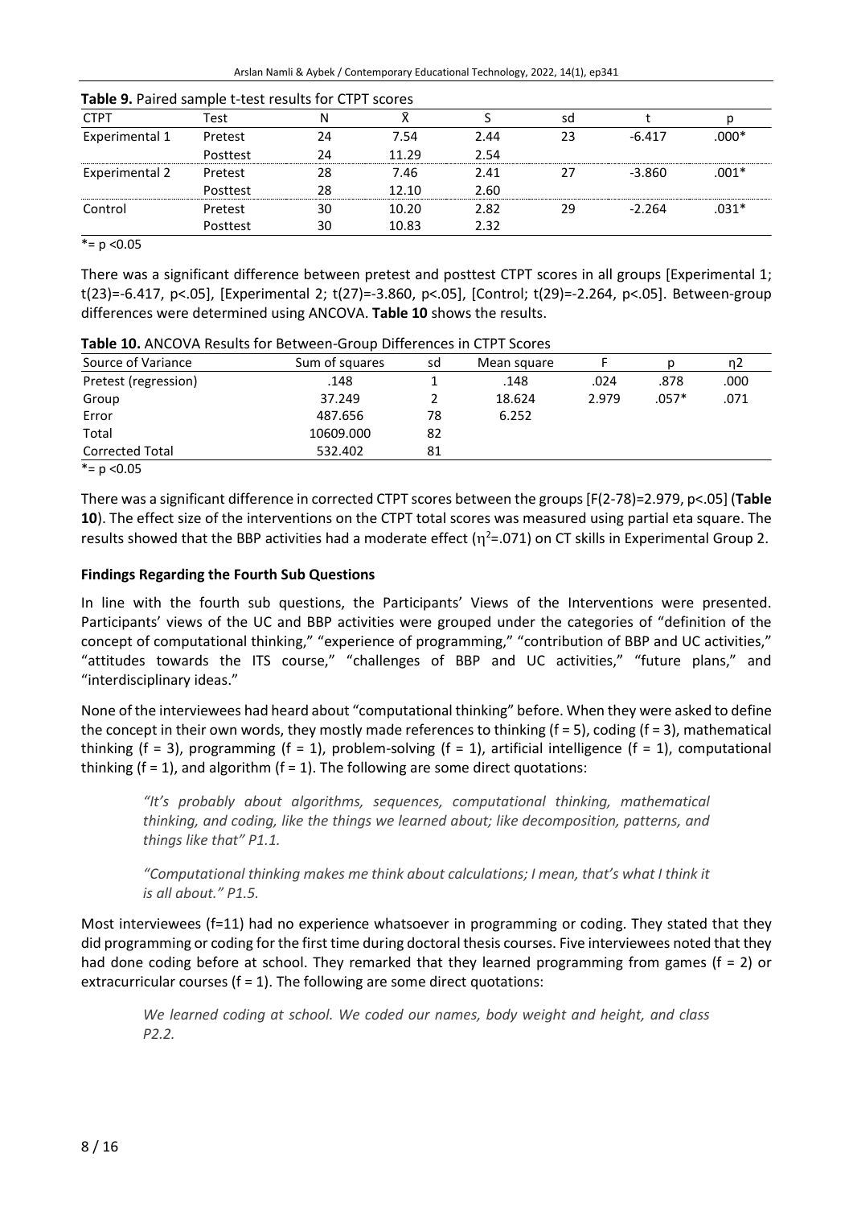**Table 9.** Paired sample t-test results for CTPT scores

| CTPT | Test | N | X̄ | S | sd | t | p |
|---|---|---|---|---|---|---|---|
| Experimental 1 | Pretest | 24 | 7.54 | 2.44 | 23 | -6.417 | .000* |
| | Posttest | 24 | 11.29 | 2.54 | | | |
| Experimental 2 | Pretest | 28 | 7.46 | 2.41 | 27 | -3.860 | .001* |
| | Posttest | 28 | 12.10 | 2.60 | | | |
| Control | Pretest | 30 | 10.20 | 2.82 | 29 | -2.264 | .031* |
| | Posttest | 30 | 10.83 | 2.32 | | | |

*= $p < 0.05$

There was a significant difference between pretest and posttest CTPT scores in all groups [Experimental 1; $t(23)=-6.417$, $p<.05$], [Experimental 2; $t(27)=-3.860$, $p<.05$], [Control; $t(29)=-2.264$, $p<.05$]. Between-group differences were determined using ANCOVA. **Table 10** shows the results.

**Table 10.** ANCOVA Results for Between-Group Differences in CTPT Scores

| Source of Variance | Sum of squares | sd | Mean square | F | p | η2 |
|---|---|---|---|---|---|---|
| Pretest (regression) | .148 | 1 | .148 | .024 | .878 | .000 |
| Group | 37.249 | 2 | 18.624 | 2.979 | .057* | .071 |
| Error | 487.656 | 78 | 6.252 | | | |
| Total | 10609.000 | 82 | | | | |
| Corrected Total | 532.402 | 81 | | | | |

*= $p < 0.05$

There was a significant difference in corrected CTPT scores between the groups [$F(2\text{-}78)=2.979$, $p<.05$] (**Table 10**). The effect size of the interventions on the CTPT total scores was measured using partial eta square. The results showed that the BBP activities had a moderate effect ($\eta^2=.071$) on CT skills in Experimental Group 2.

### Findings Regarding the Fourth Sub Questions

In line with the fourth sub questions, the Participants' Views of the Interventions were presented. Participants' views of the UC and BBP activities were grouped under the categories of "definition of the concept of computational thinking," "experience of programming," "contribution of BBP and UC activities," "attitudes towards the ITS course," "challenges of BBP and UC activities," "future plans," and "interdisciplinary ideas."

None of the interviewees had heard about "computational thinking" before. When they were asked to define the concept in their own words, they mostly made references to thinking (f = 5), coding (f = 3), mathematical thinking (f = 3), programming (f = 1), problem-solving (f = 1), artificial intelligence (f = 1), computational thinking (f = 1), and algorithm (f = 1). The following are some direct quotations:

> *"It's probably about algorithms, sequences, computational thinking, mathematical thinking, and coding, like the things we learned about; like decomposition, patterns, and things like that" P1.1.*

> *"Computational thinking makes me think about calculations; I mean, that's what I think it is all about." P1.5.*

Most interviewees (f=11) had no experience whatsoever in programming or coding. They stated that they did programming or coding for the first time during doctoral thesis courses. Five interviewees noted that they had done coding before at school. They remarked that they learned programming from games (f = 2) or extracurricular courses (f = 1). The following are some direct quotations:

> *We learned coding at school. We coded our names, body weight and height, and class P2.2.*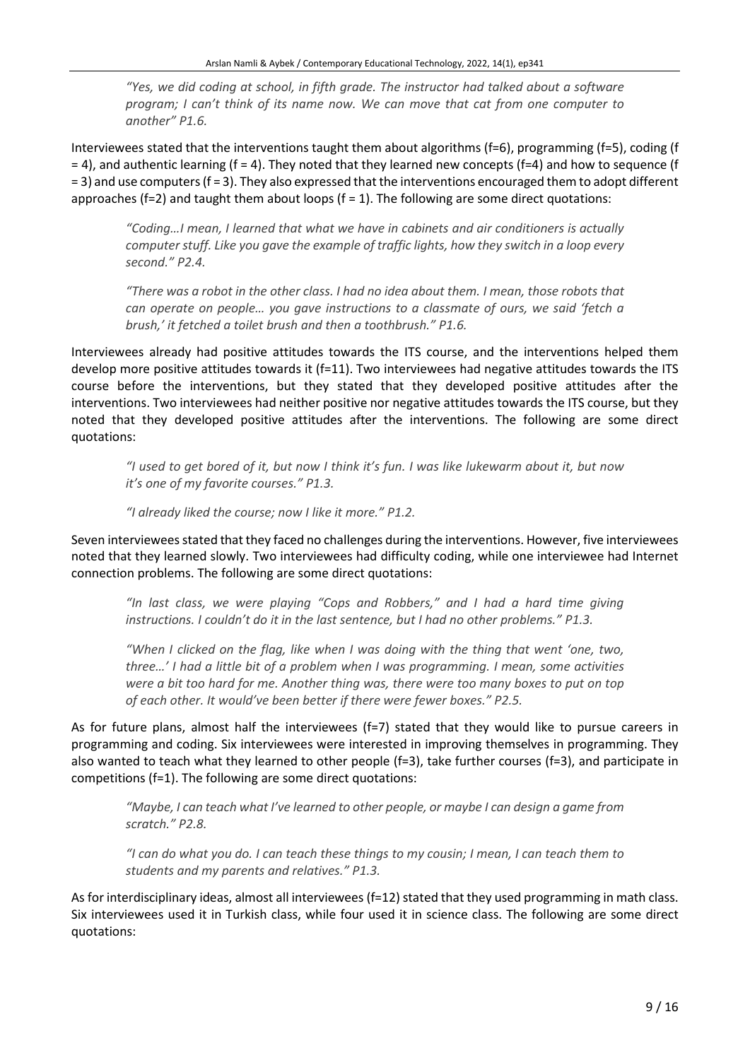> *"Yes, we did coding at school, in fifth grade. The instructor had talked about a software program; I can't think of its name now. We can move that cat from one computer to another" P1.6.*

Interviewees stated that the interventions taught them about algorithms (f=6), programming (f=5), coding (f = 4), and authentic learning (f = 4). They noted that they learned new concepts (f=4) and how to sequence (f = 3) and use computers (f = 3). They also expressed that the interventions encouraged them to adopt different approaches (f=2) and taught them about loops (f = 1). The following are some direct quotations:

> *"Coding…I mean, I learned that what we have in cabinets and air conditioners is actually computer stuff. Like you gave the example of traffic lights, how they switch in a loop every second." P2.4.*

> *"There was a robot in the other class. I had no idea about them. I mean, those robots that can operate on people… you gave instructions to a classmate of ours, we said 'fetch a brush,' it fetched a toilet brush and then a toothbrush." P1.6.*

Interviewees already had positive attitudes towards the ITS course, and the interventions helped them develop more positive attitudes towards it (f=11). Two interviewees had negative attitudes towards the ITS course before the interventions, but they stated that they developed positive attitudes after the interventions. Two interviewees had neither positive nor negative attitudes towards the ITS course, but they noted that they developed positive attitudes after the interventions. The following are some direct quotations:

> *"I used to get bored of it, but now I think it's fun. I was like lukewarm about it, but now it's one of my favorite courses." P1.3.*

> *"I already liked the course; now I like it more." P1.2.*

Seven interviewees stated that they faced no challenges during the interventions. However, five interviewees noted that they learned slowly. Two interviewees had difficulty coding, while one interviewee had Internet connection problems. The following are some direct quotations:

> *"In last class, we were playing "Cops and Robbers," and I had a hard time giving instructions. I couldn't do it in the last sentence, but I had no other problems." P1.3.*

> *"When I clicked on the flag, like when I was doing with the thing that went 'one, two, three…' I had a little bit of a problem when I was programming. I mean, some activities were a bit too hard for me. Another thing was, there were too many boxes to put on top of each other. It would've been better if there were fewer boxes." P2.5.*

As for future plans, almost half the interviewees (f=7) stated that they would like to pursue careers in programming and coding. Six interviewees were interested in improving themselves in programming. They also wanted to teach what they learned to other people (f=3), take further courses (f=3), and participate in competitions (f=1). The following are some direct quotations:

> *"Maybe, I can teach what I've learned to other people, or maybe I can design a game from scratch." P2.8.*

> *"I can do what you do. I can teach these things to my cousin; I mean, I can teach them to students and my parents and relatives." P1.3.*

As for interdisciplinary ideas, almost all interviewees (f=12) stated that they used programming in math class. Six interviewees used it in Turkish class, while four used it in science class. The following are some direct quotations: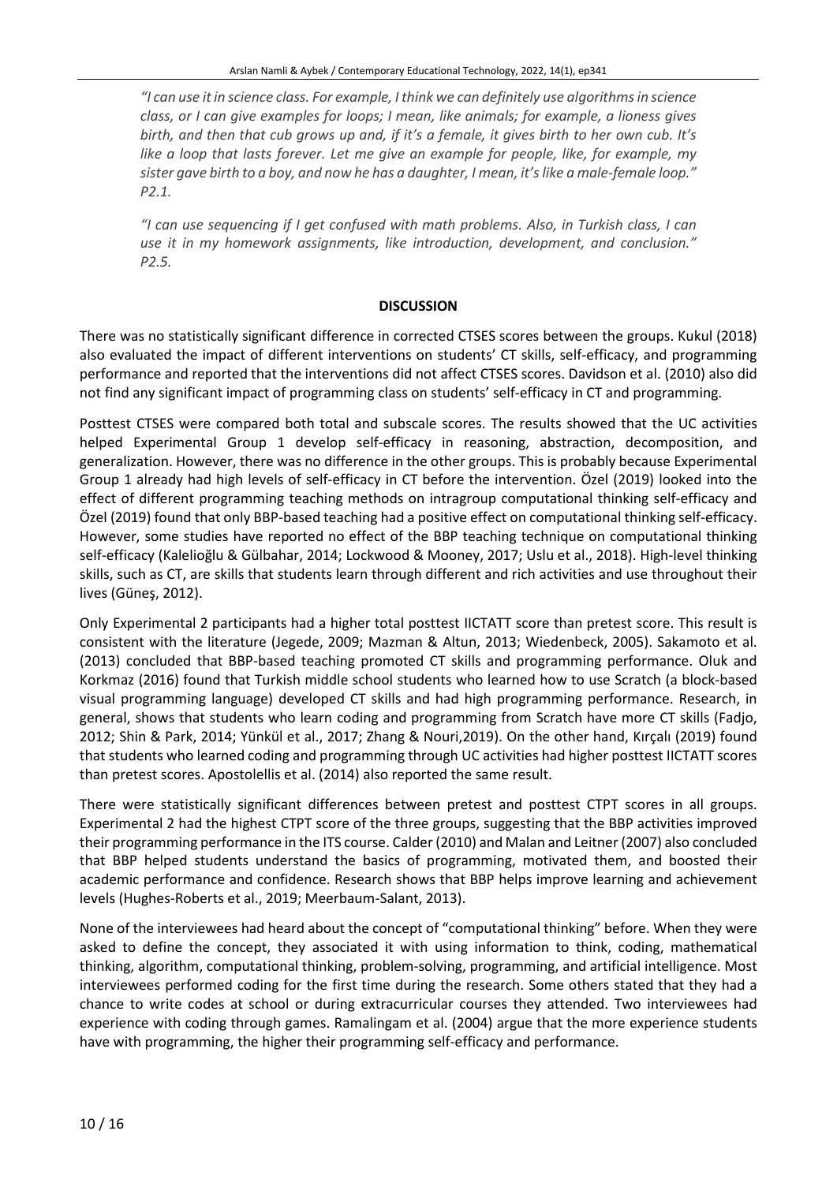*"I can use it in science class. For example, I think we can definitely use algorithms in science class, or I can give examples for loops; I mean, like animals; for example, a lioness gives birth, and then that cub grows up and, if it's a female, it gives birth to her own cub. It's like a loop that lasts forever. Let me give an example for people, like, for example, my sister gave birth to a boy, and now he has a daughter, I mean, it's like a male-female loop." P2.1.*

*"I can use sequencing if I get confused with math problems. Also, in Turkish class, I can use it in my homework assignments, like introduction, development, and conclusion." P2.5.*

## DISCUSSION

There was no statistically significant difference in corrected CTSES scores between the groups. Kukul (2018) also evaluated the impact of different interventions on students' CT skills, self-efficacy, and programming performance and reported that the interventions did not affect CTSES scores. Davidson et al. (2010) also did not find any significant impact of programming class on students' self-efficacy in CT and programming.

Posttest CTSES were compared both total and subscale scores. The results showed that the UC activities helped Experimental Group 1 develop self-efficacy in reasoning, abstraction, decomposition, and generalization. However, there was no difference in the other groups. This is probably because Experimental Group 1 already had high levels of self-efficacy in CT before the intervention. Özel (2019) looked into the effect of different programming teaching methods on intragroup computational thinking self-efficacy and Özel (2019) found that only BBP-based teaching had a positive effect on computational thinking self-efficacy. However, some studies have reported no effect of the BBP teaching technique on computational thinking self-efficacy (Kalelioğlu & Gülbahar, 2014; Lockwood & Mooney, 2017; Uslu et al., 2018). High-level thinking skills, such as CT, are skills that students learn through different and rich activities and use throughout their lives (Güneş, 2012).

Only Experimental 2 participants had a higher total posttest IICTATT score than pretest score. This result is consistent with the literature (Jegede, 2009; Mazman & Altun, 2013; Wiedenbeck, 2005). Sakamoto et al. (2013) concluded that BBP-based teaching promoted CT skills and programming performance. Oluk and Korkmaz (2016) found that Turkish middle school students who learned how to use Scratch (a block-based visual programming language) developed CT skills and had high programming performance. Research, in general, shows that students who learn coding and programming from Scratch have more CT skills (Fadjo, 2012; Shin & Park, 2014; Yünkül et al., 2017; Zhang & Nouri,2019). On the other hand, Kırçalı (2019) found that students who learned coding and programming through UC activities had higher posttest IICTATT scores than pretest scores. Apostolellis et al. (2014) also reported the same result.

There were statistically significant differences between pretest and posttest CTPT scores in all groups. Experimental 2 had the highest CTPT score of the three groups, suggesting that the BBP activities improved their programming performance in the ITS course. Calder (2010) and Malan and Leitner (2007) also concluded that BBP helped students understand the basics of programming, motivated them, and boosted their academic performance and confidence. Research shows that BBP helps improve learning and achievement levels (Hughes-Roberts et al., 2019; Meerbaum-Salant, 2013).

None of the interviewees had heard about the concept of "computational thinking" before. When they were asked to define the concept, they associated it with using information to think, coding, mathematical thinking, algorithm, computational thinking, problem-solving, programming, and artificial intelligence. Most interviewees performed coding for the first time during the research. Some others stated that they had a chance to write codes at school or during extracurricular courses they attended. Two interviewees had experience with coding through games. Ramalingam et al. (2004) argue that the more experience students have with programming, the higher their programming self-efficacy and performance.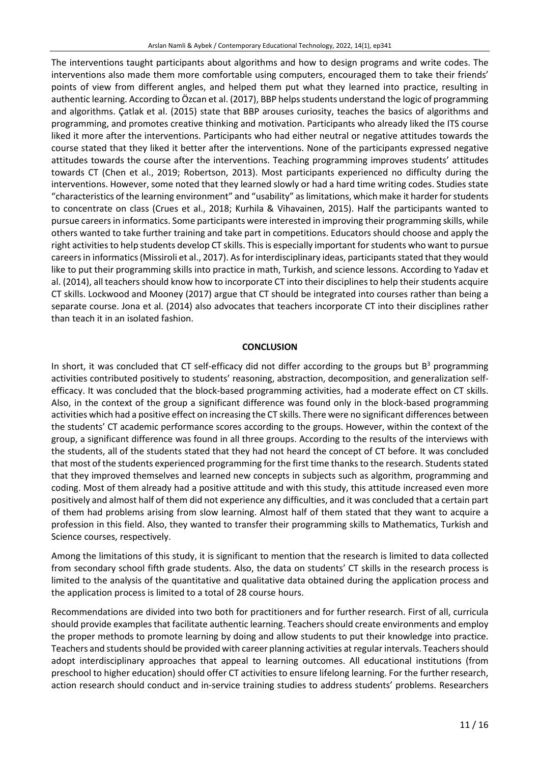The interventions taught participants about algorithms and how to design programs and write codes. The interventions also made them more comfortable using computers, encouraged them to take their friends' points of view from different angles, and helped them put what they learned into practice, resulting in authentic learning. According to Özcan et al. (2017), BBP helps students understand the logic of programming and algorithms. Çatlak et al. (2015) state that BBP arouses curiosity, teaches the basics of algorithms and programming, and promotes creative thinking and motivation. Participants who already liked the ITS course liked it more after the interventions. Participants who had either neutral or negative attitudes towards the course stated that they liked it better after the interventions. None of the participants expressed negative attitudes towards the course after the interventions. Teaching programming improves students' attitudes towards CT (Chen et al., 2019; Robertson, 2013). Most participants experienced no difficulty during the interventions. However, some noted that they learned slowly or had a hard time writing codes. Studies state "characteristics of the learning environment" and "usability" as limitations, which make it harder for students to concentrate on class (Crues et al., 2018; Kurhila & Vihavainen, 2015). Half the participants wanted to pursue careers in informatics. Some participants were interested in improving their programming skills, while others wanted to take further training and take part in competitions. Educators should choose and apply the right activities to help students develop CT skills. This is especially important for students who want to pursue careers in informatics (Missiroli et al., 2017). As for interdisciplinary ideas, participants stated that they would like to put their programming skills into practice in math, Turkish, and science lessons. According to Yadav et al. (2014), all teachers should know how to incorporate CT into their disciplines to help their students acquire CT skills. Lockwood and Mooney (2017) argue that CT should be integrated into courses rather than being a separate course. Jona et al. (2014) also advocates that teachers incorporate CT into their disciplines rather than teach it in an isolated fashion.

## CONCLUSION

In short, it was concluded that CT self-efficacy did not differ according to the groups but $B^3$ programming activities contributed positively to students' reasoning, abstraction, decomposition, and generalization self-efficacy. It was concluded that the block-based programming activities, had a moderate effect on CT skills. Also, in the context of the group a significant difference was found only in the block-based programming activities which had a positive effect on increasing the CT skills. There were no significant differences between the students' CT academic performance scores according to the groups. However, within the context of the group, a significant difference was found in all three groups. According to the results of the interviews with the students, all of the students stated that they had not heard the concept of CT before. It was concluded that most of the students experienced programming for the first time thanks to the research. Students stated that they improved themselves and learned new concepts in subjects such as algorithm, programming and coding. Most of them already had a positive attitude and with this study, this attitude increased even more positively and almost half of them did not experience any difficulties, and it was concluded that a certain part of them had problems arising from slow learning. Almost half of them stated that they want to acquire a profession in this field. Also, they wanted to transfer their programming skills to Mathematics, Turkish and Science courses, respectively.

Among the limitations of this study, it is significant to mention that the research is limited to data collected from secondary school fifth grade students. Also, the data on students' CT skills in the research process is limited to the analysis of the quantitative and qualitative data obtained during the application process and the application process is limited to a total of 28 course hours.

Recommendations are divided into two both for practitioners and for further research. First of all, curricula should provide examples that facilitate authentic learning. Teachers should create environments and employ the proper methods to promote learning by doing and allow students to put their knowledge into practice. Teachers and students should be provided with career planning activities at regular intervals. Teachers should adopt interdisciplinary approaches that appeal to learning outcomes. All educational institutions (from preschool to higher education) should offer CT activities to ensure lifelong learning. For the further research, action research should conduct and in-service training studies to address students' problems. Researchers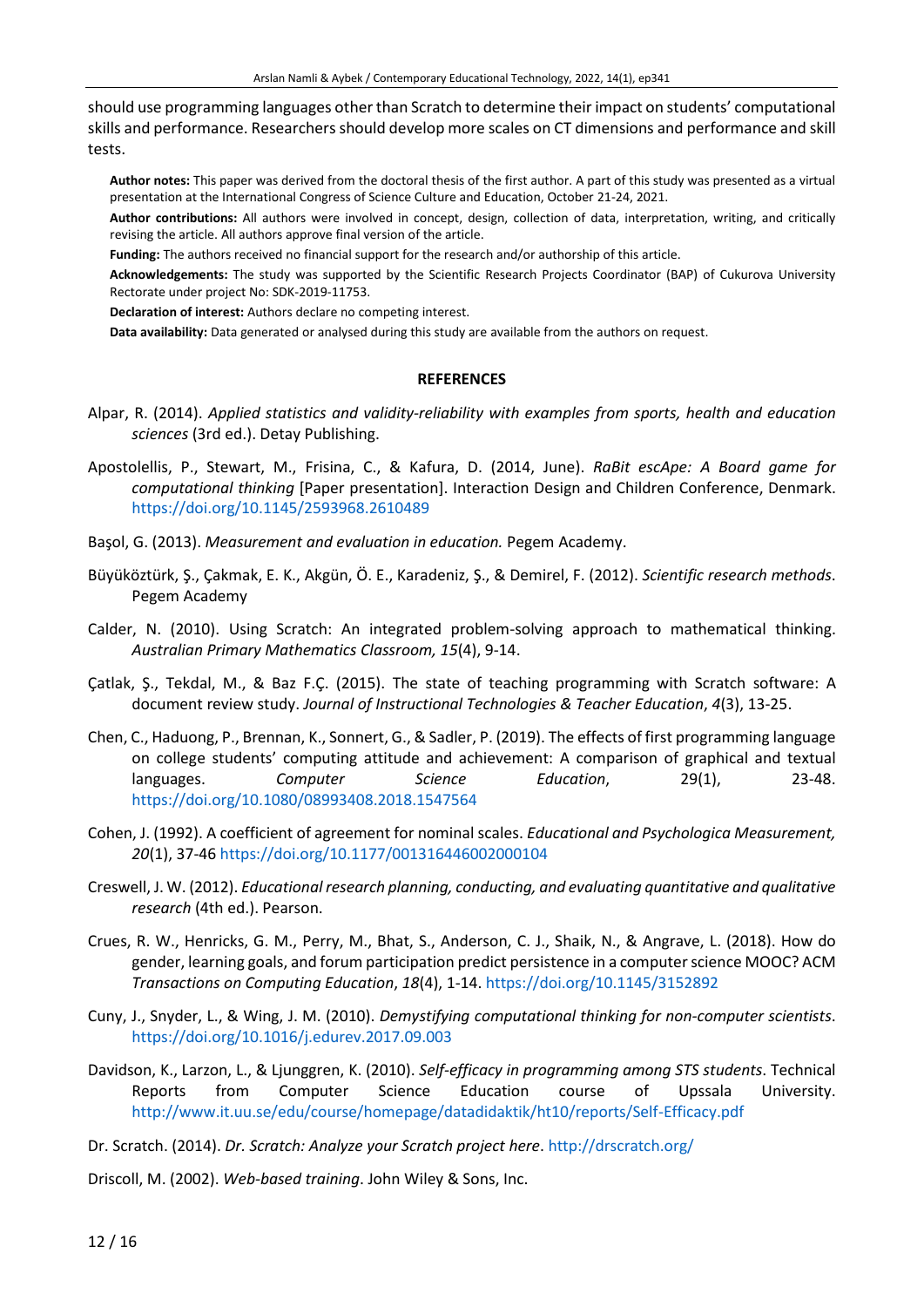should use programming languages other than Scratch to determine their impact on students' computational skills and performance. Researchers should develop more scales on CT dimensions and performance and skill tests.

**Author notes:** This paper was derived from the doctoral thesis of the first author. A part of this study was presented as a virtual presentation at the International Congress of Science Culture and Education, October 21-24, 2021.

**Author contributions:** All authors were involved in concept, design, collection of data, interpretation, writing, and critically revising the article. All authors approve final version of the article.

**Funding:** The authors received no financial support for the research and/or authorship of this article.

**Acknowledgements:** The study was supported by the Scientific Research Projects Coordinator (BAP) of Cukurova University Rectorate under project No: SDK-2019-11753.

**Declaration of interest:** Authors declare no competing interest.

**Data availability:** Data generated or analysed during this study are available from the authors on request.

## REFERENCES

Alpar, R. (2014). *Applied statistics and validity-reliability with examples from sports, health and education sciences* (3rd ed.). Detay Publishing.

Apostolellis, P., Stewart, M., Frisina, C., & Kafura, D. (2014, June). *RaBit escApe: A Board game for computational thinking* [Paper presentation]. Interaction Design and Children Conference, Denmark. https://doi.org/10.1145/2593968.2610489

Başol, G. (2013). *Measurement and evaluation in education.* Pegem Academy.

Büyüköztürk, Ş., Çakmak, E. K., Akgün, Ö. E., Karadeniz, Ş., & Demirel, F. (2012). *Scientific research methods*. Pegem Academy

Calder, N. (2010). Using Scratch: An integrated problem-solving approach to mathematical thinking. *Australian Primary Mathematics Classroom, 15*(4), 9-14.

Çatlak, Ş., Tekdal, M., & Baz F.Ç. (2015). The state of teaching programming with Scratch software: A document review study. *Journal of Instructional Technologies & Teacher Education*, *4*(3), 13-25.

Chen, C., Haduong, P., Brennan, K., Sonnert, G., & Sadler, P. (2019). The effects of first programming language on college students' computing attitude and achievement: A comparison of graphical and textual languages. *Computer Science Education*, 29(1), 23-48. https://doi.org/10.1080/08993408.2018.1547564

Cohen, J. (1992). A coefficient of agreement for nominal scales. *Educational and Psychologica Measurement, 20*(1), 37-46 https://doi.org/10.1177/001316446002000104

Creswell, J. W. (2012). *Educational research planning, conducting, and evaluating quantitative and qualitative research* (4th ed.). Pearson.

Crues, R. W., Henricks, G. M., Perry, M., Bhat, S., Anderson, C. J., Shaik, N., & Angrave, L. (2018). How do gender, learning goals, and forum participation predict persistence in a computer science MOOC? ACM *Transactions on Computing Education*, *18*(4), 1-14. https://doi.org/10.1145/3152892

Cuny, J., Snyder, L., & Wing, J. M. (2010). *Demystifying computational thinking for non-computer scientists*. https://doi.org/10.1016/j.edurev.2017.09.003

Davidson, K., Larzon, L., & Ljunggren, K. (2010). *Self-efficacy in programming among STS students*. Technical Reports from Computer Science Education course of Upssala University. http://www.it.uu.se/edu/course/homepage/datadidaktik/ht10/reports/Self-Efficacy.pdf

Dr. Scratch. (2014). *Dr. Scratch: Analyze your Scratch project here*. http://drscratch.org/

Driscoll, M. (2002). *Web-based training*. John Wiley & Sons, Inc.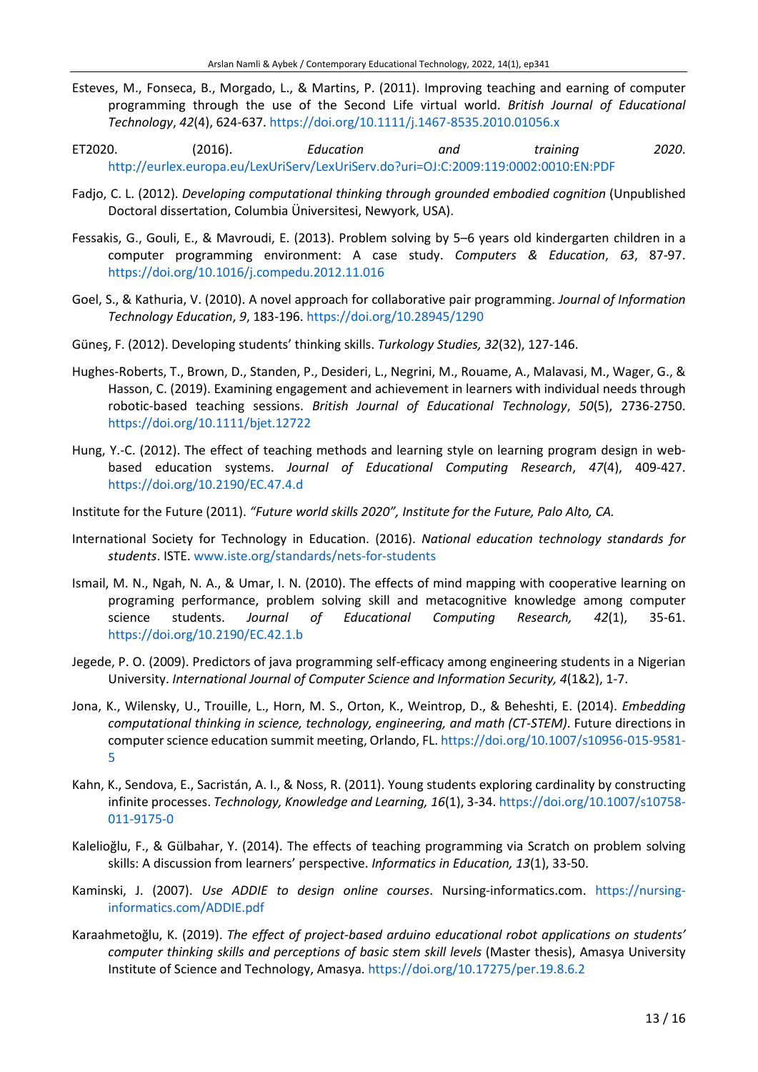Esteves, M., Fonseca, B., Morgado, L., & Martins, P. (2011). Improving teaching and earning of computer programming through the use of the Second Life virtual world. *British Journal of Educational Technology*, *42*(4), 624-637. https://doi.org/10.1111/j.1467-8535.2010.01056.x

ET2020. (2016). *Education and training 2020*. http://eurlex.europa.eu/LexUriServ/LexUriServ.do?uri=OJ:C:2009:119:0002:0010:EN:PDF

Fadjo, C. L. (2012). *Developing computational thinking through grounded embodied cognition* (Unpublished Doctoral dissertation, Columbia Üniversitesi, Newyork, USA).

Fessakis, G., Gouli, E., & Mavroudi, E. (2013). Problem solving by 5–6 years old kindergarten children in a computer programming environment: A case study. *Computers & Education*, *63*, 87-97. https://doi.org/10.1016/j.compedu.2012.11.016

Goel, S., & Kathuria, V. (2010). A novel approach for collaborative pair programming. *Journal of Information Technology Education*, *9*, 183-196. https://doi.org/10.28945/1290

Güneş, F. (2012). Developing students' thinking skills. *Turkology Studies, 32*(32), 127-146.

Hughes-Roberts, T., Brown, D., Standen, P., Desideri, L., Negrini, M., Rouame, A., Malavasi, M., Wager, G., & Hasson, C. (2019). Examining engagement and achievement in learners with individual needs through robotic-based teaching sessions. *British Journal of Educational Technology*, *50*(5), 2736-2750. https://doi.org/10.1111/bjet.12722

Hung, Y.-C. (2012). The effect of teaching methods and learning style on learning program design in web-based education systems. *Journal of Educational Computing Research*, *47*(4), 409-427. https://doi.org/10.2190/EC.47.4.d

Institute for the Future (2011). *"Future world skills 2020", Institute for the Future, Palo Alto, CA.*

International Society for Technology in Education. (2016). *National education technology standards for students*. ISTE. www.iste.org/standards/nets-for-students

Ismail, M. N., Ngah, N. A., & Umar, I. N. (2010). The effects of mind mapping with cooperative learning on programing performance, problem solving skill and metacognitive knowledge among computer science students. *Journal of Educational Computing Research, 42*(1), 35-61. https://doi.org/10.2190/EC.42.1.b

Jegede, P. O. (2009). Predictors of java programming self-efficacy among engineering students in a Nigerian University. *International Journal of Computer Science and Information Security, 4*(1&2), 1-7.

Jona, K., Wilensky, U., Trouille, L., Horn, M. S., Orton, K., Weintrop, D., & Beheshti, E. (2014). *Embedding computational thinking in science, technology, engineering, and math (CT-STEM)*. Future directions in computer science education summit meeting, Orlando, FL. https://doi.org/10.1007/s10956-015-9581-5

Kahn, K., Sendova, E., Sacristán, A. I., & Noss, R. (2011). Young students exploring cardinality by constructing infinite processes. *Technology, Knowledge and Learning, 16*(1), 3-34. https://doi.org/10.1007/s10758-011-9175-0

Kalelioğlu, F., & Gülbahar, Y. (2014). The effects of teaching programming via Scratch on problem solving skills: A discussion from learners' perspective. *Informatics in Education, 13*(1), 33-50.

Kaminski, J. (2007). *Use ADDIE to design online courses*. Nursing-informatics.com. https://nursing-informatics.com/ADDIE.pdf

Karaahmetoğlu, K. (2019). *The effect of project-based arduino educational robot applications on students' computer thinking skills and perceptions of basic stem skill levels* (Master thesis), Amasya University Institute of Science and Technology, Amasya. https://doi.org/10.17275/per.19.8.6.2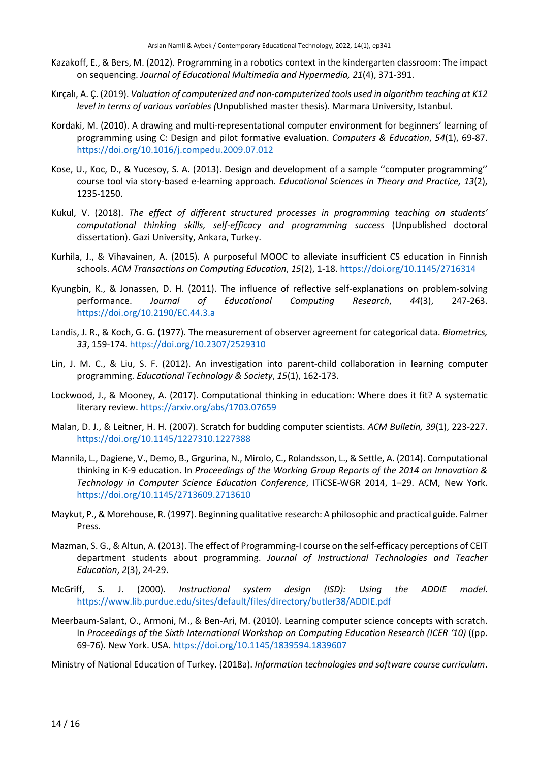Kazakoff, E., & Bers, M. (2012). Programming in a robotics context in the kindergarten classroom: The impact on sequencing. *Journal of Educational Multimedia and Hypermedia, 21*(4), 371-391.

Kırçalı, A. Ç. (2019). *Valuation of computerized and non-computerized tools used in algorithm teaching at K12 level in terms of various variables (*Unpublished master thesis). Marmara University, Istanbul.

Kordaki, M. (2010). A drawing and multi-representational computer environment for beginners' learning of programming using C: Design and pilot formative evaluation. *Computers & Education*, *54*(1), 69-87. https://doi.org/10.1016/j.compedu.2009.07.012

Kose, U., Koc, D., & Yucesoy, S. A. (2013). Design and development of a sample ''computer programming'' course tool via story-based e-learning approach. *Educational Sciences in Theory and Practice, 13*(2), 1235-1250.

Kukul, V. (2018). *The effect of different structured processes in programming teaching on students' computational thinking skills, self-efficacy and programming success* (Unpublished doctoral dissertation). Gazi University, Ankara, Turkey.

Kurhila, J., & Vihavainen, A. (2015). A purposeful MOOC to alleviate insufficient CS education in Finnish schools. *ACM Transactions on Computing Education*, *15*(2), 1-18. https://doi.org/10.1145/2716314

Kyungbin, K., & Jonassen, D. H. (2011). The influence of reflective self-explanations on problem-solving performance. *Journal of Educational Computing Research*, *44*(3), 247-263. https://doi.org/10.2190/EC.44.3.a

Landis, J. R., & Koch, G. G. (1977). The measurement of observer agreement for categorical data. *Biometrics, 33*, 159-174. https://doi.org/10.2307/2529310

Lin, J. M. C., & Liu, S. F. (2012). An investigation into parent-child collaboration in learning computer programming. *Educational Technology & Society*, *15*(1), 162-173.

Lockwood, J., & Mooney, A. (2017). Computational thinking in education: Where does it fit? A systematic literary review. https://arxiv.org/abs/1703.07659

Malan, D. J., & Leitner, H. H. (2007). Scratch for budding computer scientists. *ACM Bulletin, 39*(1), 223-227. https://doi.org/10.1145/1227310.1227388

Mannila, L., Dagiene, V., Demo, B., Grgurina, N., Mirolo, C., Rolandsson, L., & Settle, A. (2014). Computational thinking in K-9 education. In *Proceedings of the Working Group Reports of the 2014 on Innovation & Technology in Computer Science Education Conference*, ITiCSE-WGR 2014, 1–29. ACM, New York. https://doi.org/10.1145/2713609.2713610

Maykut, P., & Morehouse, R. (1997). Beginning qualitative research: A philosophic and practical guide. Falmer Press.

Mazman, S. G., & Altun, A. (2013). The effect of Programming-I course on the self-efficacy perceptions of CEIT department students about programming. *Journal of Instructional Technologies and Teacher Education*, *2*(3), 24-29.

McGriff, S. J. (2000). *Instructional system design (ISD): Using the ADDIE model.* https://www.lib.purdue.edu/sites/default/files/directory/butler38/ADDIE.pdf

Meerbaum-Salant, O., Armoni, M., & Ben-Ari, M. (2010). Learning computer science concepts with scratch. In *Proceedings of the Sixth International Workshop on Computing Education Research (ICER '10)* ((pp. 69-76). New York. USA. https://doi.org/10.1145/1839594.1839607

Ministry of National Education of Turkey. (2018a). *Information technologies and software course curriculum*.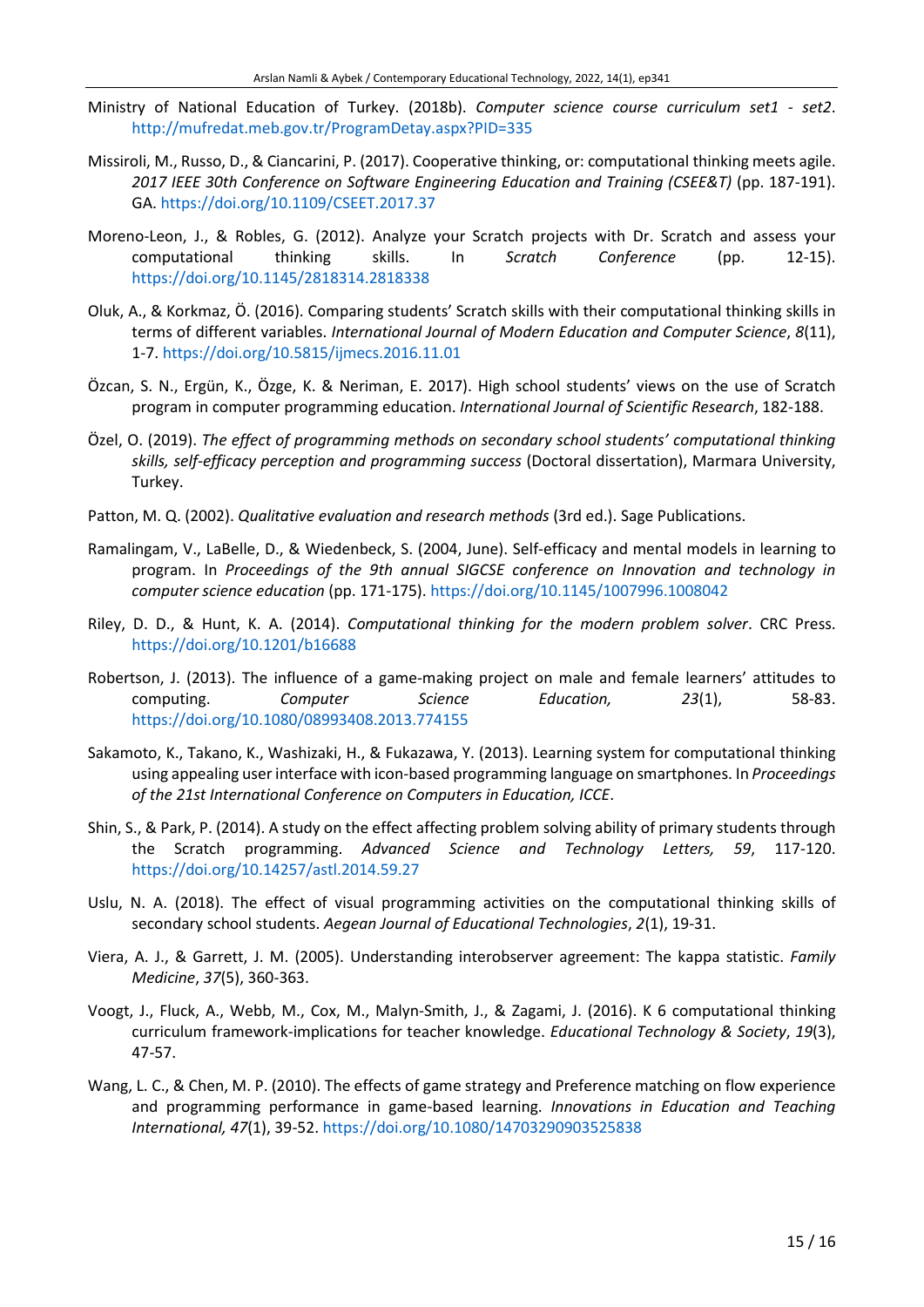Ministry of National Education of Turkey. (2018b). *Computer science course curriculum set1 - set2*. http://mufredat.meb.gov.tr/ProgramDetay.aspx?PID=335

Missiroli, M., Russo, D., & Ciancarini, P. (2017). Cooperative thinking, or: computational thinking meets agile. *2017 IEEE 30th Conference on Software Engineering Education and Training (CSEE&T)* (pp. 187-191). GA. https://doi.org/10.1109/CSEET.2017.37

Moreno-Leon, J., & Robles, G. (2012). Analyze your Scratch projects with Dr. Scratch and assess your computational thinking skills. In *Scratch Conference* (pp. 12-15). https://doi.org/10.1145/2818314.2818338

Oluk, A., & Korkmaz, Ö. (2016). Comparing students' Scratch skills with their computational thinking skills in terms of different variables. *International Journal of Modern Education and Computer Science*, *8*(11), 1-7. https://doi.org/10.5815/ijmecs.2016.11.01

Özcan, S. N., Ergün, K., Özge, K. & Neriman, E. 2017). High school students' views on the use of Scratch program in computer programming education. *International Journal of Scientific Research*, 182-188.

Özel, O. (2019). *The effect of programming methods on secondary school students' computational thinking skills, self-efficacy perception and programming success* (Doctoral dissertation), Marmara University, Turkey.

Patton, M. Q. (2002). *Qualitative evaluation and research methods* (3rd ed.). Sage Publications.

Ramalingam, V., LaBelle, D., & Wiedenbeck, S. (2004, June). Self-efficacy and mental models in learning to program. In *Proceedings of the 9th annual SIGCSE conference on Innovation and technology in computer science education* (pp. 171-175). https://doi.org/10.1145/1007996.1008042

Riley, D. D., & Hunt, K. A. (2014). *Computational thinking for the modern problem solver*. CRC Press. https://doi.org/10.1201/b16688

Robertson, J. (2013). The influence of a game-making project on male and female learners' attitudes to computing. *Computer Science Education,* *23*(1), 58-83. https://doi.org/10.1080/08993408.2013.774155

Sakamoto, K., Takano, K., Washizaki, H., & Fukazawa, Y. (2013). Learning system for computational thinking using appealing user interface with icon-based programming language on smartphones. In *Proceedings of the 21st International Conference on Computers in Education, ICCE*.

Shin, S., & Park, P. (2014). A study on the effect affecting problem solving ability of primary students through the Scratch programming. *Advanced Science and Technology Letters, 59*, 117-120. https://doi.org/10.14257/astl.2014.59.27

Uslu, N. A. (2018). The effect of visual programming activities on the computational thinking skills of secondary school students. *Aegean Journal of Educational Technologies*, *2*(1), 19-31.

Viera, A. J., & Garrett, J. M. (2005). Understanding interobserver agreement: The kappa statistic. *Family Medicine*, *37*(5), 360-363.

Voogt, J., Fluck, A., Webb, M., Cox, M., Malyn-Smith, J., & Zagami, J. (2016). K 6 computational thinking curriculum framework-implications for teacher knowledge. *Educational Technology & Society*, *19*(3), 47-57.

Wang, L. C., & Chen, M. P. (2010). The effects of game strategy and Preference matching on flow experience and programming performance in game-based learning. *Innovations in Education and Teaching International, 47*(1), 39-52. https://doi.org/10.1080/14703290903525838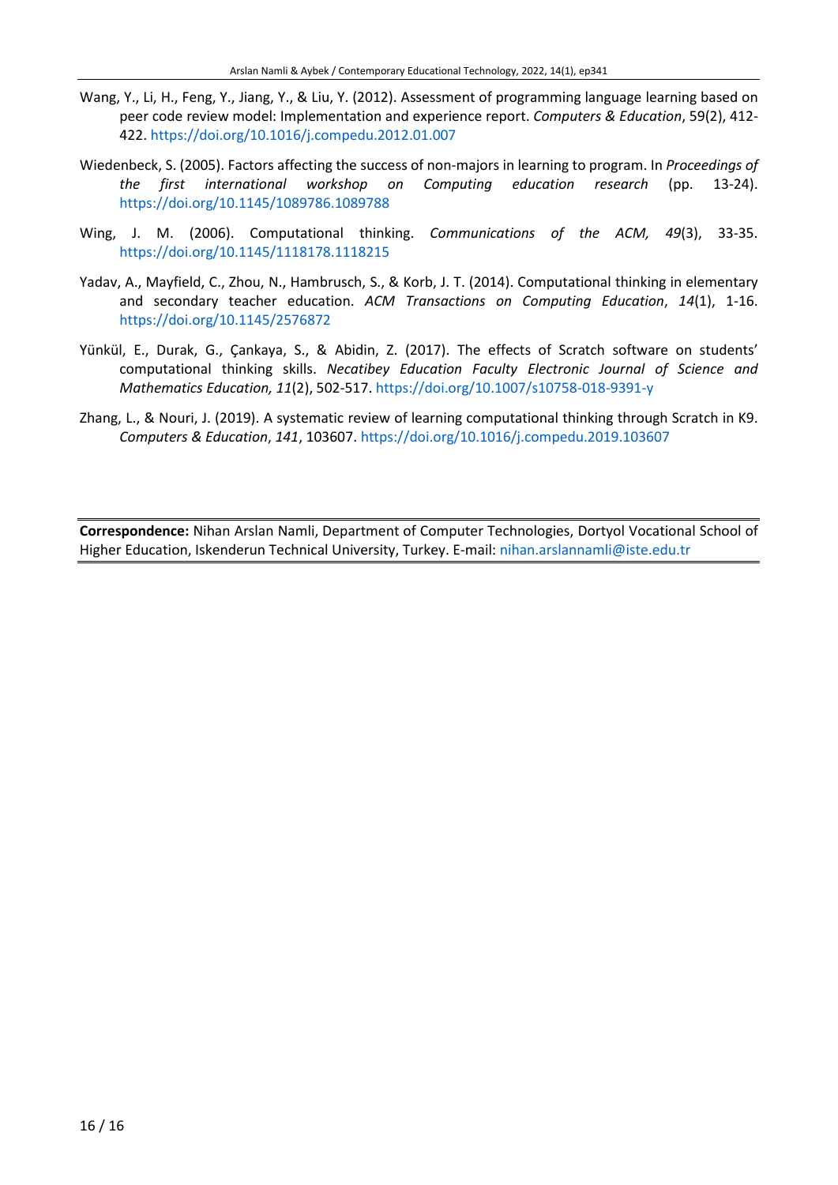Wang, Y., Li, H., Feng, Y., Jiang, Y., & Liu, Y. (2012). Assessment of programming language learning based on peer code review model: Implementation and experience report. *Computers & Education*, 59(2), 412-422. https://doi.org/10.1016/j.compedu.2012.01.007

Wiedenbeck, S. (2005). Factors affecting the success of non-majors in learning to program. In *Proceedings of the first international workshop on Computing education research* (pp. 13-24). https://doi.org/10.1145/1089786.1089788

Wing, J. M. (2006). Computational thinking. *Communications of the ACM, 49*(3), 33-35. https://doi.org/10.1145/1118178.1118215

Yadav, A., Mayfield, C., Zhou, N., Hambrusch, S., & Korb, J. T. (2014). Computational thinking in elementary and secondary teacher education. *ACM Transactions on Computing Education*, *14*(1), 1-16. https://doi.org/10.1145/2576872

Yünkül, E., Durak, G., Çankaya, S., & Abidin, Z. (2017). The effects of Scratch software on students' computational thinking skills. *Necatibey Education Faculty Electronic Journal of Science and Mathematics Education, 11*(2), 502-517. https://doi.org/10.1007/s10758-018-9391-y

Zhang, L., & Nouri, J. (2019). A systematic review of learning computational thinking through Scratch in K9. *Computers & Education*, *141*, 103607. https://doi.org/10.1016/j.compedu.2019.103607

---

**Correspondence:** Nihan Arslan Namli, Department of Computer Technologies, Dortyol Vocational School of Higher Education, Iskenderun Technical University, Turkey. E-mail: nihan.arslannamli@iste.edu.tr